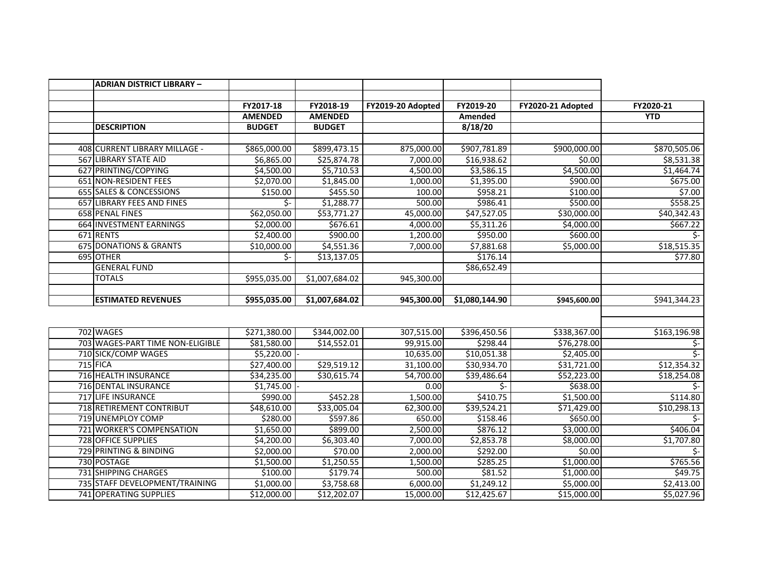| | ADRIAN DISTRICT LIBRARY – | | | | | | |
|---|---|---|---|---|---|---|---|
| | | FY2017-18 | FY2018-19 | FY2019-20 Adopted | FY2019-20 | FY2020-21 Adopted | FY2020-21 |
| | | AMENDED | AMENDED | | Amended | | YTD |
| | **DESCRIPTION** | **BUDGET** | **BUDGET** | | 8/18/20 | | |
| 408 | CURRENT LIBRARY MILLAGE - | $865,000.00 | $899,473.15 | 875,000.00 | $907,781.89 | $900,000.00 | $870,505.06 |
| 567 | LIBRARY STATE AID | $6,865.00 | $25,874.78 | 7,000.00 | $16,938.62 | $0.00 | $8,531.38 |
| 627 | PRINTING/COPYING | $4,500.00 | $5,710.53 | 4,500.00 | $3,586.15 | $4,500.00 | $1,464.74 |
| 651 | NON-RESIDENT FEES | $2,070.00 | $1,845.00 | 1,000.00 | $1,395.00 | $900.00 | $675.00 |
| 655 | SALES & CONCESSIONS | $150.00 | $455.50 | 100.00 | $958.21 | $100.00 | $7.00 |
| 657 | LIBRARY FEES AND FINES | $- | $1,288.77 | 500.00 | $986.41 | $500.00 | $558.25 |
| 658 | PENAL FINES | $62,050.00 | $53,771.27 | 45,000.00 | $47,527.05 | $30,000.00 | $40,342.43 |
| 664 | INVESTMENT EARNINGS | $2,000.00 | $676.61 | 4,000.00 | $5,311.26 | $4,000.00 | $667.22 |
| 671 | RENTS | $2,400.00 | $900.00 | 1,200.00 | $950.00 | $600.00 | $- |
| 675 | DONATIONS & GRANTS | $10,000.00 | $4,551.36 | 7,000.00 | $7,881.68 | $5,000.00 | $18,515.35 |
| 695 | OTHER | $- | $13,137.05 | | $176.14 | | $77.80 |
| | GENERAL FUND | | | | $86,652.49 | | |
| | TOTALS | $955,035.00 | $1,007,684.02 | 945,300.00 | | | |
| | **ESTIMATED REVENUES** | **$955,035.00** | **$1,007,684.02** | **945,300.00** | **$1,080,144.90** | **$945,600.00** | $941,344.23 |
| 702 | WAGES | $271,380.00 | $344,002.00 | 307,515.00 | $396,450.56 | $338,367.00 | $163,196.98 |
| 703 | WAGES-PART TIME NON-ELIGIBLE | $81,580.00 | $14,552.01 | 99,915.00 | $298.44 | $76,278.00 | $- |
| 710 | SICK/COMP WAGES | $5,220.00 | - | 10,635.00 | $10,051.38 | $2,405.00 | $- |
| 715 | FICA | $27,400.00 | $29,519.12 | 31,100.00 | $30,934.70 | $31,721.00 | $12,354.32 |
| 716 | HEALTH INSURANCE | $34,235.00 | $30,615.74 | 54,700.00 | $39,486.64 | $52,223.00 | $18,254.08 |
| 716 | DENTAL INSURANCE | $1,745.00 | - | 0.00 | $- | $638.00 | $- |
| 717 | LIFE INSURANCE | $990.00 | $452.28 | 1,500.00 | $410.75 | $1,500.00 | $114.80 |
| 718 | RETIREMENT CONTRIBUT | $48,610.00 | $33,005.04 | 62,300.00 | $39,524.21 | $71,429.00 | $10,298.13 |
| 719 | UNEMPLOY COMP | $280.00 | $597.86 | 650.00 | $158.46 | $650.00 | $- |
| 721 | WORKER'S COMPENSATION | $1,650.00 | $899.00 | 2,500.00 | $876.12 | $3,000.00 | $406.04 |
| 728 | OFFICE SUPPLIES | $4,200.00 | $6,303.40 | 7,000.00 | $2,853.78 | $8,000.00 | $1,707.80 |
| 729 | PRINTING & BINDING | $2,000.00 | $70.00 | 2,000.00 | $292.00 | $0.00 | $- |
| 730 | POSTAGE | $1,500.00 | $1,250.55 | 1,500.00 | $285.25 | $1,000.00 | $765.56 |
| 731 | SHIPPING CHARGES | $100.00 | $179.74 | 500.00 | $81.52 | $1,000.00 | $49.75 |
| 735 | STAFF DEVELOPMENT/TRAINING | $1,000.00 | $3,758.68 | 6,000.00 | $1,249.12 | $5,000.00 | $2,413.00 |
| 741 | OPERATING SUPPLIES | $12,000.00 | $12,202.07 | 15,000.00 | $12,425.67 | $15,000.00 | $5,027.96 |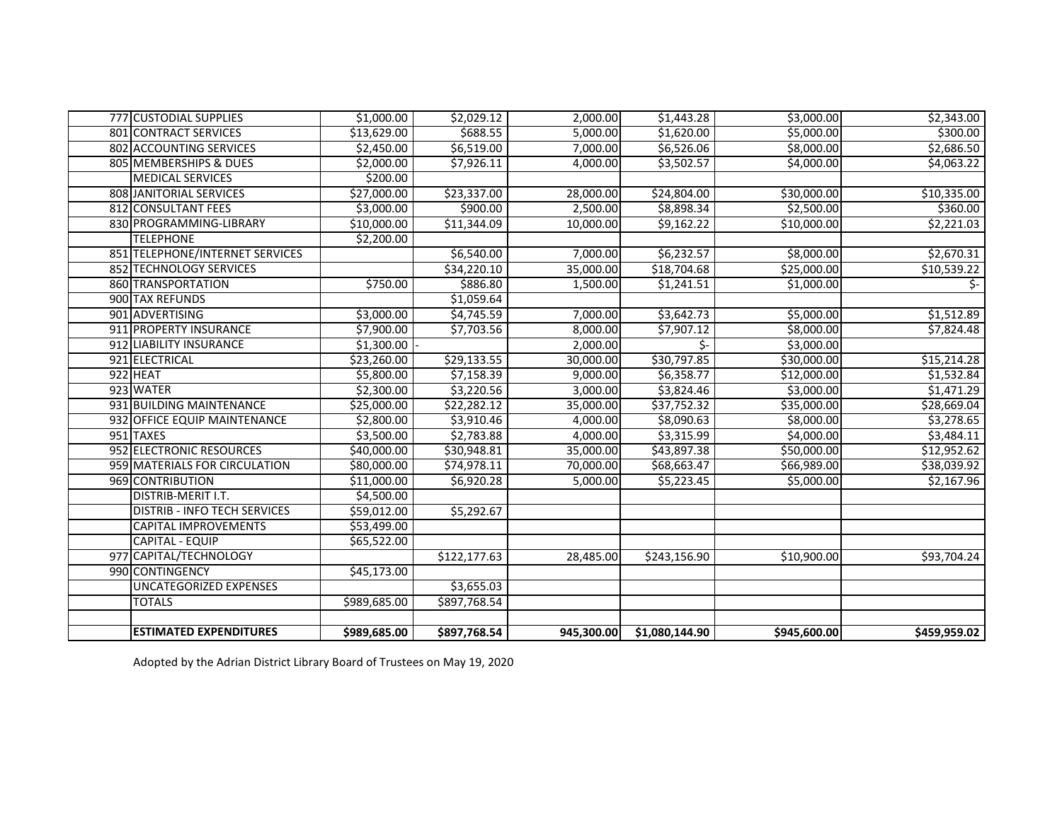| | | | | | | | |
|---|---|---|---|---|---|---|---|
| 777 | CUSTODIAL SUPPLIES | $1,000.00 | $2,029.12 | 2,000.00 | $1,443.28 | $3,000.00 | $2,343.00 |
| 801 | CONTRACT SERVICES | $13,629.00 | $688.55 | 5,000.00 | $1,620.00 | $5,000.00 | $300.00 |
| 802 | ACCOUNTING SERVICES | $2,450.00 | $6,519.00 | 7,000.00 | $6,526.06 | $8,000.00 | $2,686.50 |
| 805 | MEMBERSHIPS & DUES | $2,000.00 | $7,926.11 | 4,000.00 | $3,502.57 | $4,000.00 | $4,063.22 |
| | MEDICAL SERVICES | $200.00 | | | | | |
| 808 | JANITORIAL SERVICES | $27,000.00 | $23,337.00 | 28,000.00 | $24,804.00 | $30,000.00 | $10,335.00 |
| 812 | CONSULTANT FEES | $3,000.00 | $900.00 | 2,500.00 | $8,898.34 | $2,500.00 | $360.00 |
| 830 | PROGRAMMING-LIBRARY | $10,000.00 | $11,344.09 | 10,000.00 | $9,162.22 | $10,000.00 | $2,221.03 |
| | TELEPHONE | $2,200.00 | | | | | |
| 851 | TELEPHONE/INTERNET SERVICES | | $6,540.00 | 7,000.00 | $6,232.57 | $8,000.00 | $2,670.31 |
| 852 | TECHNOLOGY SERVICES | | $34,220.10 | 35,000.00 | $18,704.68 | $25,000.00 | $10,539.22 |
| 860 | TRANSPORTATION | $750.00 | $886.80 | 1,500.00 | $1,241.51 | $1,000.00 | $- |
| 900 | TAX REFUNDS | | $1,059.64 | | | | |
| 901 | ADVERTISING | $3,000.00 | $4,745.59 | 7,000.00 | $3,642.73 | $5,000.00 | $1,512.89 |
| 911 | PROPERTY INSURANCE | $7,900.00 | $7,703.56 | 8,000.00 | $7,907.12 | $8,000.00 | $7,824.48 |
| 912 | LIABILITY INSURANCE | $1,300.00 | - | 2,000.00 | $- | $3,000.00 | |
| 921 | ELECTRICAL | $23,260.00 | $29,133.55 | 30,000.00 | $30,797.85 | $30,000.00 | $15,214.28 |
| 922 | HEAT | $5,800.00 | $7,158.39 | 9,000.00 | $6,358.77 | $12,000.00 | $1,532.84 |
| 923 | WATER | $2,300.00 | $3,220.56 | 3,000.00 | $3,824.46 | $3,000.00 | $1,471.29 |
| 931 | BUILDING MAINTENANCE | $25,000.00 | $22,282.12 | 35,000.00 | $37,752.32 | $35,000.00 | $28,669.04 |
| 932 | OFFICE EQUIP MAINTENANCE | $2,800.00 | $3,910.46 | 4,000.00 | $8,090.63 | $8,000.00 | $3,278.65 |
| 951 | TAXES | $3,500.00 | $2,783.88 | 4,000.00 | $3,315.99 | $4,000.00 | $3,484.11 |
| 952 | ELECTRONIC RESOURCES | $40,000.00 | $30,948.81 | 35,000.00 | $43,897.38 | $50,000.00 | $12,952.62 |
| 959 | MATERIALS FOR CIRCULATION | $80,000.00 | $74,978.11 | 70,000.00 | $68,663.47 | $66,989.00 | $38,039.92 |
| 969 | CONTRIBUTION | $11,000.00 | $6,920.28 | 5,000.00 | $5,223.45 | $5,000.00 | $2,167.96 |
| | DISTRIB-MERIT I.T. | $4,500.00 | | | | | |
| | DISTRIB - INFO TECH SERVICES | $59,012.00 | $5,292.67 | | | | |
| | CAPITAL IMPROVEMENTS | $53,499.00 | | | | | |
| | CAPITAL - EQUIP | $65,522.00 | | | | | |
| 977 | CAPITAL/TECHNOLOGY | | $122,177.63 | 28,485.00 | $243,156.90 | $10,900.00 | $93,704.24 |
| 990 | CONTINGENCY | $45,173.00 | | | | | |
| | UNCATEGORIZED EXPENSES | | $3,655.03 | | | | |
| | TOTALS | $989,685.00 | $897,768.54 | | | | |
| | | | | | | | |
| | **ESTIMATED EXPENDITURES** | **$989,685.00** | **$897,768.54** | **945,300.00** | **$1,080,144.90** | **$945,600.00** | **$459,959.02** |

Adopted by the Adrian District Library Board of Trustees on May 19, 2020